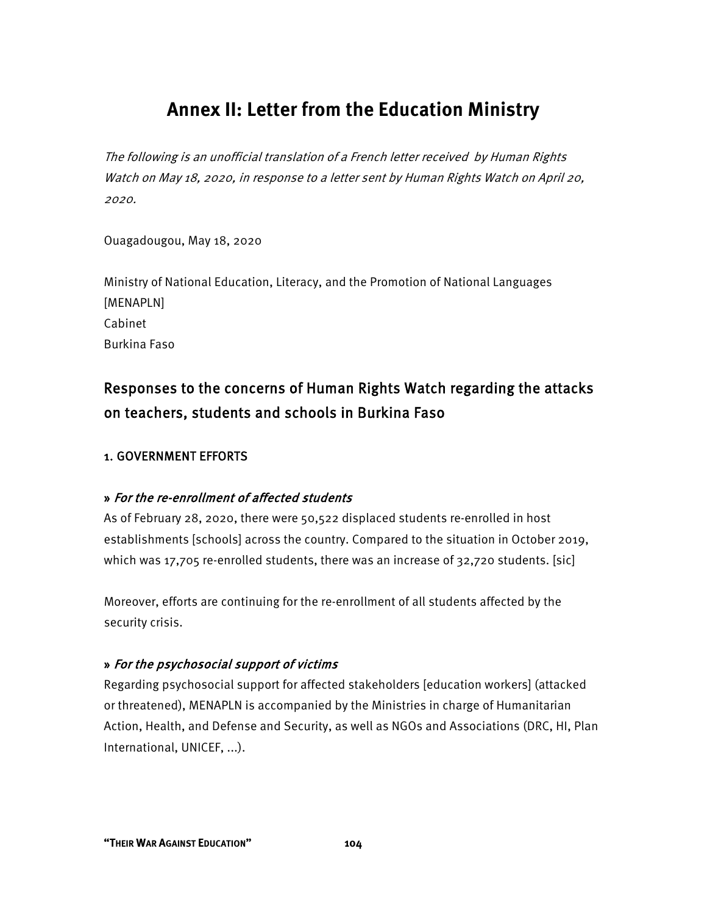# Annex II: Letter from the Education Ministry

*The following is an unofficial translation of a French letter received by Human Rights Watch on May 18, 2020, in response to a letter sent by Human Rights Watch on April 20, 2020.*

Ouagadougou, May 18, 2020

Ministry of National Education, Literacy, and the Promotion of National Languages [MENAPLN]
Cabinet
Burkina Faso

## Responses to the concerns of Human Rights Watch regarding the attacks on teachers, students and schools in Burkina Faso

### 1. GOVERNMENT EFFORTS

**»** *For the re-enrollment of affected students*

As of February 28, 2020, there were 50,522 displaced students re-enrolled in host establishments [schools] across the country. Compared to the situation in October 2019, which was 17,705 re-enrolled students, there was an increase of 32,720 students. [sic]

Moreover, efforts are continuing for the re-enrollment of all students affected by the security crisis.

**»** *For the psychosocial support of victims*

Regarding psychosocial support for affected stakeholders [education workers] (attacked or threatened), MENAPLN is accompanied by the Ministries in charge of Humanitarian Action, Health, and Defense and Security, as well as NGOs and Associations (DRC, HI, Plan International, UNICEF, ...).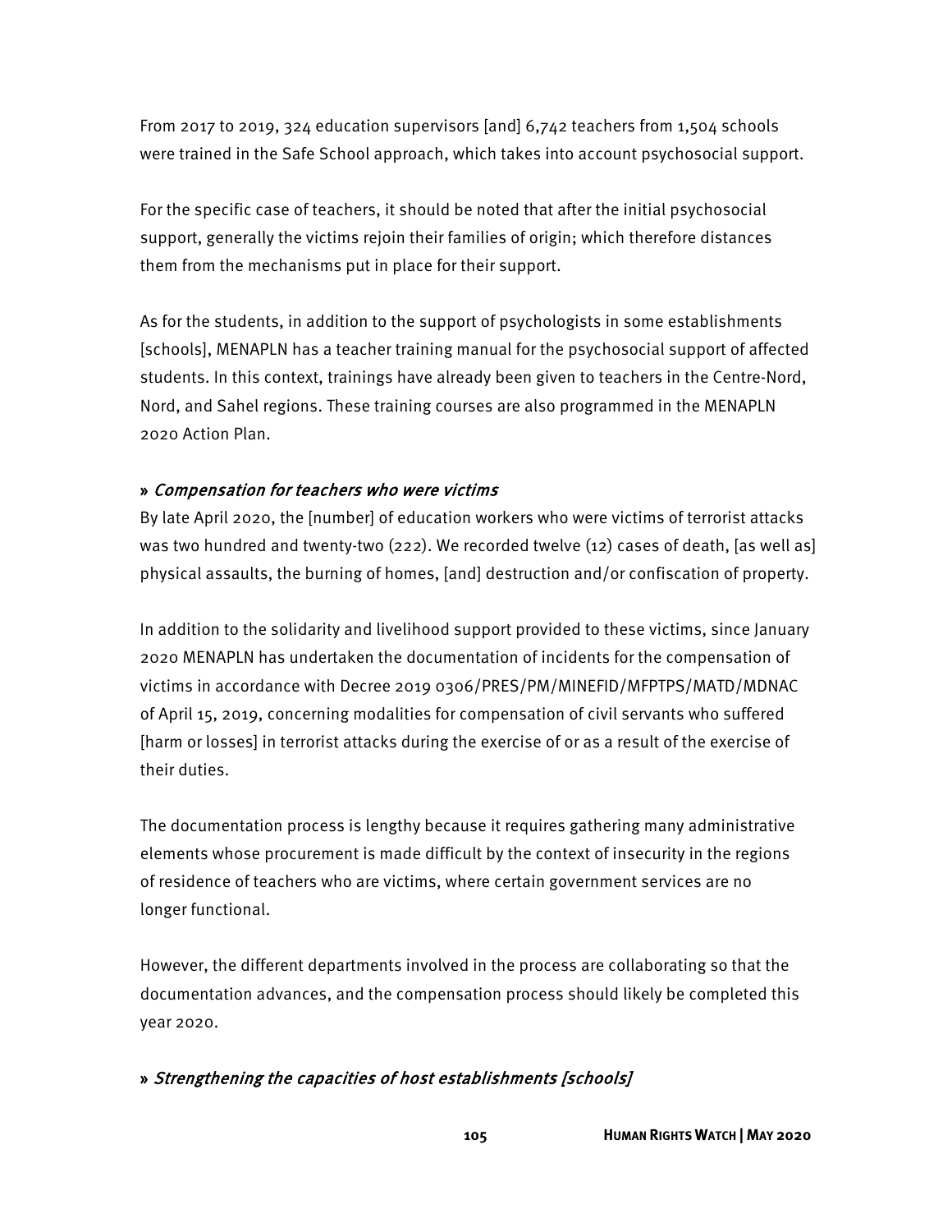From 2017 to 2019, 324 education supervisors [and] 6,742 teachers from 1,504 schools were trained in the Safe School approach, which takes into account psychosocial support.

For the specific case of teachers, it should be noted that after the initial psychosocial support, generally the victims rejoin their families of origin; which therefore distances them from the mechanisms put in place for their support.

As for the students, in addition to the support of psychologists in some establishments [schools], MENAPLN has a teacher training manual for the psychosocial support of affected students. In this context, trainings have already been given to teachers in the Centre-Nord, Nord, and Sahel regions. These training courses are also programmed in the MENAPLN 2020 Action Plan.

**»** *Compensation for teachers who were victims*

By late April 2020, the [number] of education workers who were victims of terrorist attacks was two hundred and twenty-two (222). We recorded twelve (12) cases of death, [as well as] physical assaults, the burning of homes, [and] destruction and/or confiscation of property.

In addition to the solidarity and livelihood support provided to these victims, since January 2020 MENAPLN has undertaken the documentation of incidents for the compensation of victims in accordance with Decree 2019 0306/PRES/PM/MINEFID/MFPTPS/MATD/MDNAC of April 15, 2019, concerning modalities for compensation of civil servants who suffered [harm or losses] in terrorist attacks during the exercise of or as a result of the exercise of their duties.

The documentation process is lengthy because it requires gathering many administrative elements whose procurement is made difficult by the context of insecurity in the regions of residence of teachers who are victims, where certain government services are no longer functional.

However, the different departments involved in the process are collaborating so that the documentation advances, and the compensation process should likely be completed this year 2020.

**»** *Strengthening the capacities of host establishments [schools]*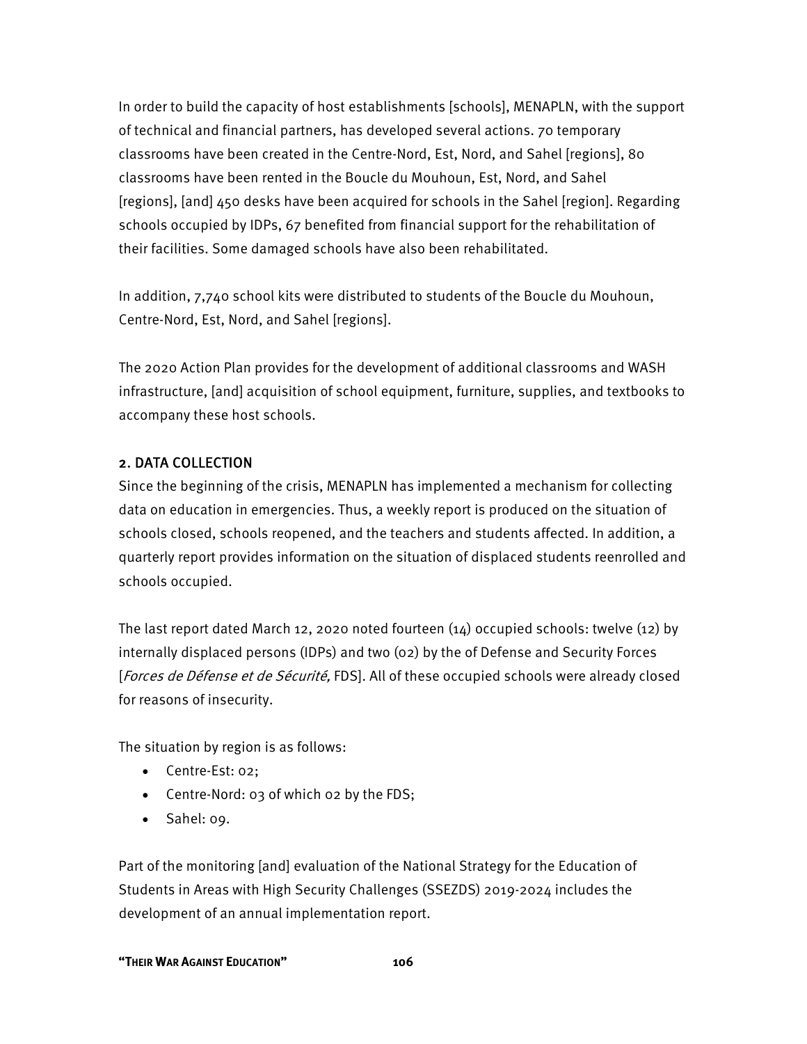In order to build the capacity of host establishments [schools], MENAPLN, with the support of technical and financial partners, has developed several actions. 70 temporary classrooms have been created in the Centre-Nord, Est, Nord, and Sahel [regions], 80 classrooms have been rented in the Boucle du Mouhoun, Est, Nord, and Sahel [regions], [and] 450 desks have been acquired for schools in the Sahel [region]. Regarding schools occupied by IDPs, 67 benefited from financial support for the rehabilitation of their facilities. Some damaged schools have also been rehabilitated.

In addition, 7,740 school kits were distributed to students of the Boucle du Mouhoun, Centre-Nord, Est, Nord, and Sahel [regions].

The 2020 Action Plan provides for the development of additional classrooms and WASH infrastructure, [and] acquisition of school equipment, furniture, supplies, and textbooks to accompany these host schools.

## 2. DATA COLLECTION

Since the beginning of the crisis, MENAPLN has implemented a mechanism for collecting data on education in emergencies. Thus, a weekly report is produced on the situation of schools closed, schools reopened, and the teachers and students affected. In addition, a quarterly report provides information on the situation of displaced students reenrolled and schools occupied.

The last report dated March 12, 2020 noted fourteen (14) occupied schools: twelve (12) by internally displaced persons (IDPs) and two (02) by the of Defense and Security Forces [*Forces de Défense et de Sécurité,* FDS]. All of these occupied schools were already closed for reasons of insecurity.

The situation by region is as follows:

- Centre-Est: 02;
- Centre-Nord: 03 of which 02 by the FDS;
- Sahel: 09.

Part of the monitoring [and] evaluation of the National Strategy for the Education of Students in Areas with High Security Challenges (SSEZDS) 2019-2024 includes the development of an annual implementation report.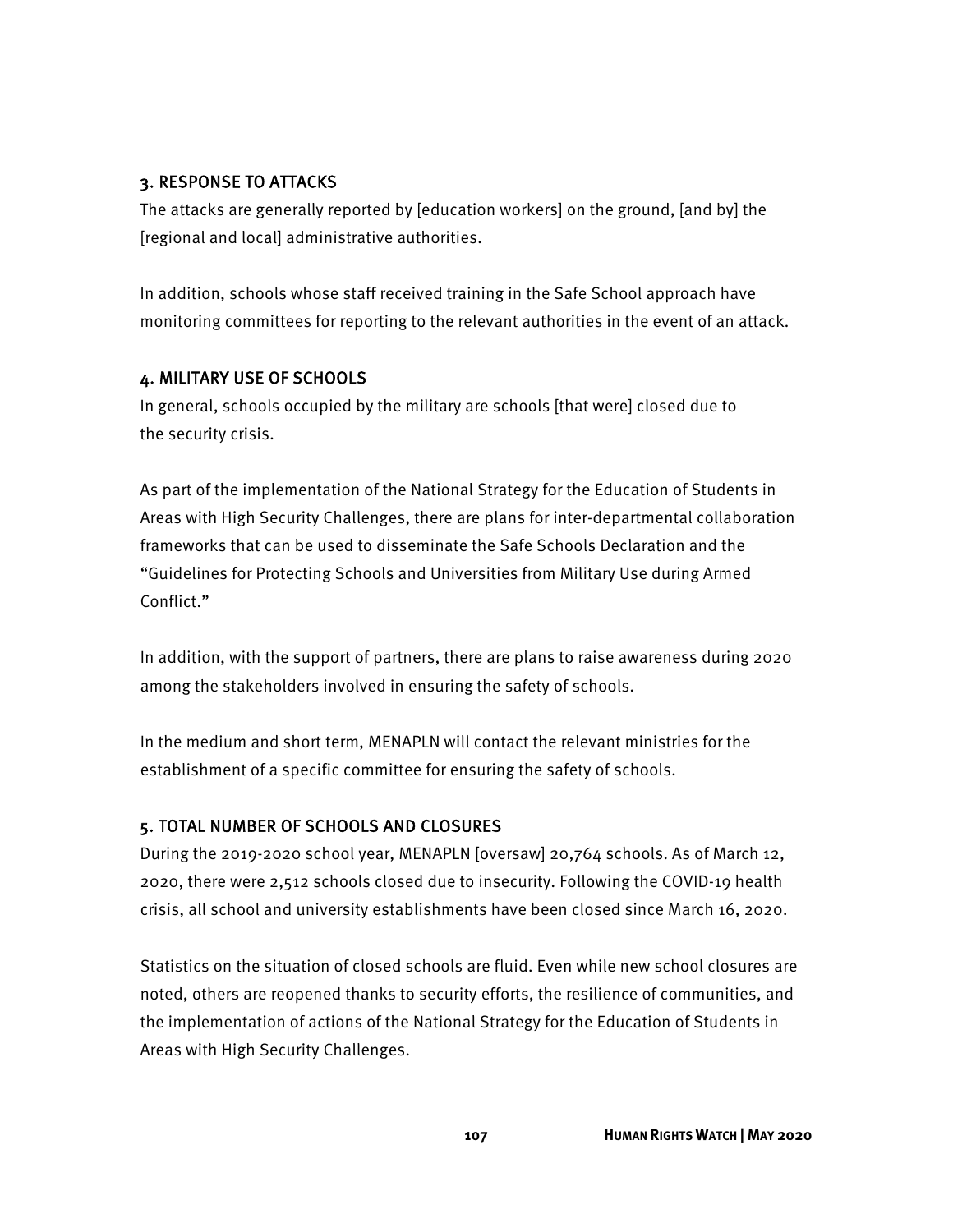### 3. RESPONSE TO ATTACKS

The attacks are generally reported by [education workers] on the ground, [and by] the [regional and local] administrative authorities.

In addition, schools whose staff received training in the Safe School approach have monitoring committees for reporting to the relevant authorities in the event of an attack.

### 4. MILITARY USE OF SCHOOLS

In general, schools occupied by the military are schools [that were] closed due to the security crisis.

As part of the implementation of the National Strategy for the Education of Students in Areas with High Security Challenges, there are plans for inter-departmental collaboration frameworks that can be used to disseminate the Safe Schools Declaration and the "Guidelines for Protecting Schools and Universities from Military Use during Armed Conflict."

In addition, with the support of partners, there are plans to raise awareness during 2020 among the stakeholders involved in ensuring the safety of schools.

In the medium and short term, MENAPLN will contact the relevant ministries for the establishment of a specific committee for ensuring the safety of schools.

### 5. TOTAL NUMBER OF SCHOOLS AND CLOSURES

During the 2019-2020 school year, MENAPLN [oversaw] 20,764 schools. As of March 12, 2020, there were 2,512 schools closed due to insecurity. Following the COVID-19 health crisis, all school and university establishments have been closed since March 16, 2020.

Statistics on the situation of closed schools are fluid. Even while new school closures are noted, others are reopened thanks to security efforts, the resilience of communities, and the implementation of actions of the National Strategy for the Education of Students in Areas with High Security Challenges.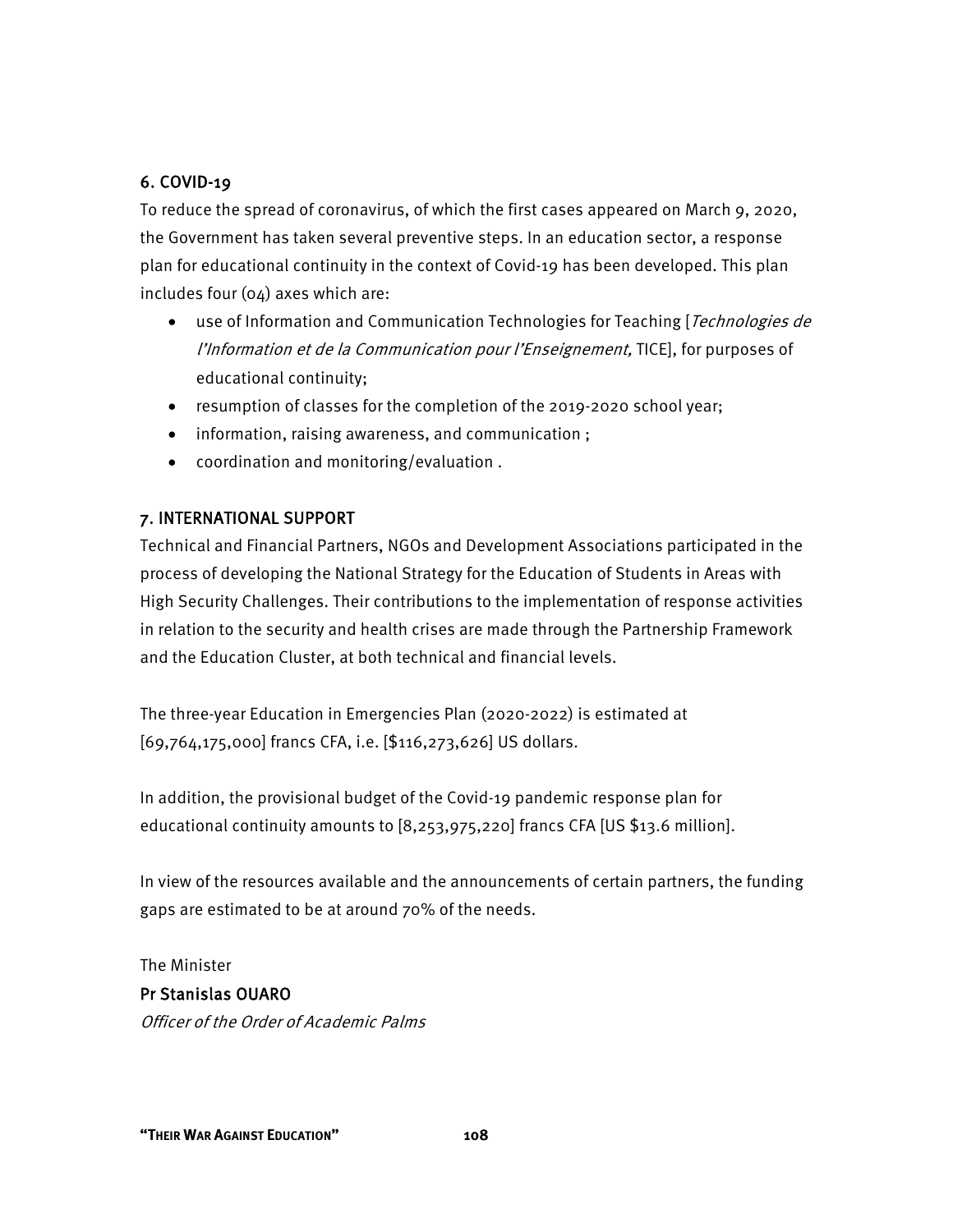## 6. COVID-19

To reduce the spread of coronavirus, of which the first cases appeared on March 9, 2020, the Government has taken several preventive steps. In an education sector, a response plan for educational continuity in the context of Covid-19 has been developed. This plan includes four (04) axes which are:

- use of Information and Communication Technologies for Teaching [*Technologies de l'Information et de la Communication pour l'Enseignement,* TICE], for purposes of educational continuity;
- resumption of classes for the completion of the 2019-2020 school year;
- information, raising awareness, and communication ;
- coordination and monitoring/evaluation .

## 7. INTERNATIONAL SUPPORT

Technical and Financial Partners, NGOs and Development Associations participated in the process of developing the National Strategy for the Education of Students in Areas with High Security Challenges. Their contributions to the implementation of response activities in relation to the security and health crises are made through the Partnership Framework and the Education Cluster, at both technical and financial levels.

The three-year Education in Emergencies Plan (2020-2022) is estimated at [69,764,175,000] francs CFA, i.e. [$116,273,626] US dollars.

In addition, the provisional budget of the Covid-19 pandemic response plan for educational continuity amounts to [8,253,975,220] francs CFA [US $13.6 million].

In view of the resources available and the announcements of certain partners, the funding gaps are estimated to be at around 70% of the needs.

The Minister

**Pr Stanislas OUARO**

*Officer of the Order of Academic Palms*